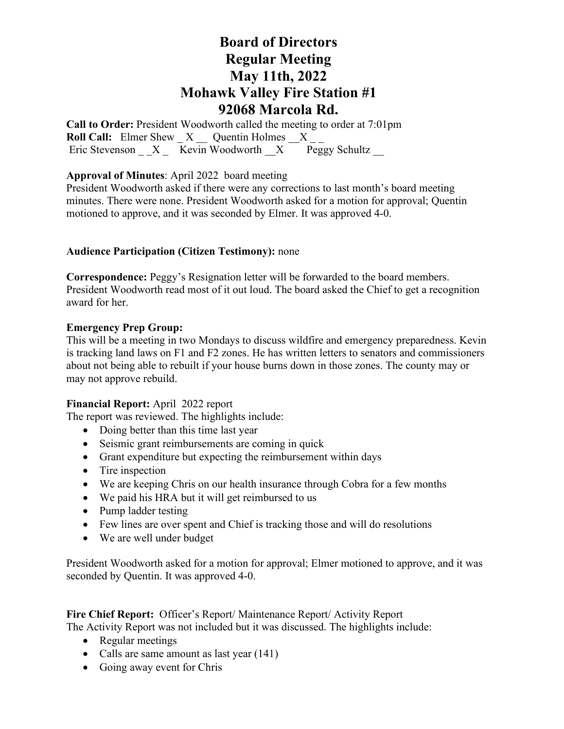# Board of Directors
# Regular Meeting
# May 11th, 2022
# Mohawk Valley Fire Station #1
# 92068 Marcola Rd.

**Call to Order:** President Woodworth called the meeting to order at 7:01pm
**Roll Call:** Elmer Shew _ X __ Quentin Holmes __X _ _
Eric Stevenson _ _X _ Kevin Woodworth __X Peggy Schultz __

**Approval of Minutes**: April 2022 board meeting
President Woodworth asked if there were any corrections to last month's board meeting minutes. There were none. President Woodworth asked for a motion for approval; Quentin motioned to approve, and it was seconded by Elmer. It was approved 4-0.

**Audience Participation (Citizen Testimony):** none

**Correspondence:** Peggy's Resignation letter will be forwarded to the board members. President Woodworth read most of it out loud. The board asked the Chief to get a recognition award for her.

**Emergency Prep Group:**
This will be a meeting in two Mondays to discuss wildfire and emergency preparedness. Kevin is tracking land laws on F1 and F2 zones. He has written letters to senators and commissioners about not being able to rebuilt if your house burns down in those zones. The county may or may not approve rebuild.

**Financial Report:** April 2022 report
The report was reviewed. The highlights include:

- Doing better than this time last year
- Seismic grant reimbursements are coming in quick
- Grant expenditure but expecting the reimbursement within days
- Tire inspection
- We are keeping Chris on our health insurance through Cobra for a few months
- We paid his HRA but it will get reimbursed to us
- Pump ladder testing
- Few lines are over spent and Chief is tracking those and will do resolutions
- We are well under budget

President Woodworth asked for a motion for approval; Elmer motioned to approve, and it was seconded by Quentin. It was approved 4-0.

**Fire Chief Report:** Officer's Report/ Maintenance Report/ Activity Report
The Activity Report was not included but it was discussed. The highlights include:

- Regular meetings
- Calls are same amount as last year (141)
- Going away event for Chris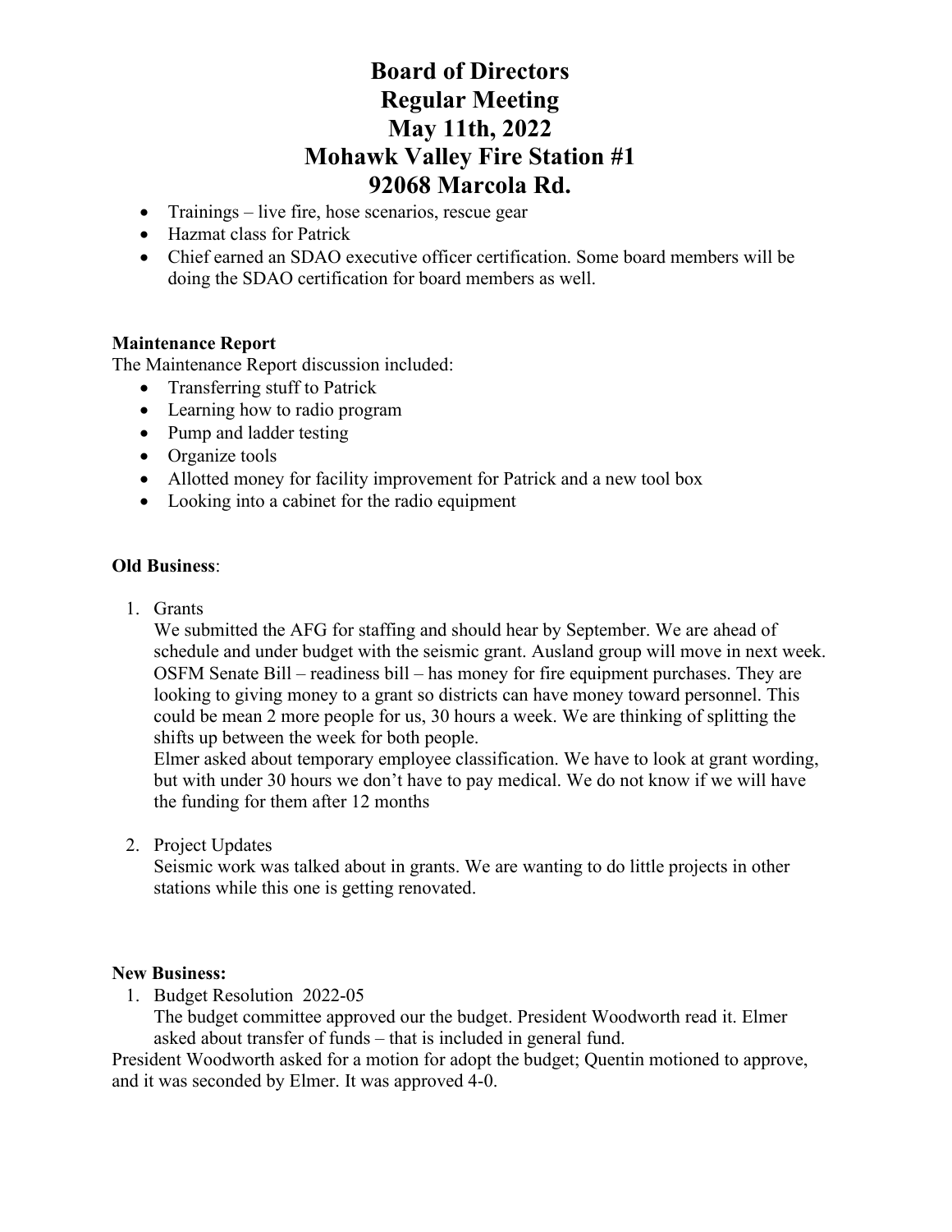# Board of Directors
# Regular Meeting
# May 11th, 2022
# Mohawk Valley Fire Station #1
# 92068 Marcola Rd.

- Trainings – live fire, hose scenarios, rescue gear
- Hazmat class for Patrick
- Chief earned an SDAO executive officer certification. Some board members will be doing the SDAO certification for board members as well.

**Maintenance Report**

The Maintenance Report discussion included:

- Transferring stuff to Patrick
- Learning how to radio program
- Pump and ladder testing
- Organize tools
- Allotted money for facility improvement for Patrick and a new tool box
- Looking into a cabinet for the radio equipment

**Old Business**:

1. Grants

   We submitted the AFG for staffing and should hear by September. We are ahead of schedule and under budget with the seismic grant. Ausland group will move in next week. OSFM Senate Bill – readiness bill – has money for fire equipment purchases. They are looking to giving money to a grant so districts can have money toward personnel. This could be mean 2 more people for us, 30 hours a week. We are thinking of splitting the shifts up between the week for both people.

   Elmer asked about temporary employee classification. We have to look at grant wording, but with under 30 hours we don't have to pay medical. We do not know if we will have the funding for them after 12 months

2. Project Updates

   Seismic work was talked about in grants. We are wanting to do little projects in other stations while this one is getting renovated.

**New Business:**

1. Budget Resolution 2022-05

   The budget committee approved our the budget. President Woodworth read it. Elmer asked about transfer of funds – that is included in general fund.

President Woodworth asked for a motion for adopt the budget; Quentin motioned to approve, and it was seconded by Elmer. It was approved 4-0.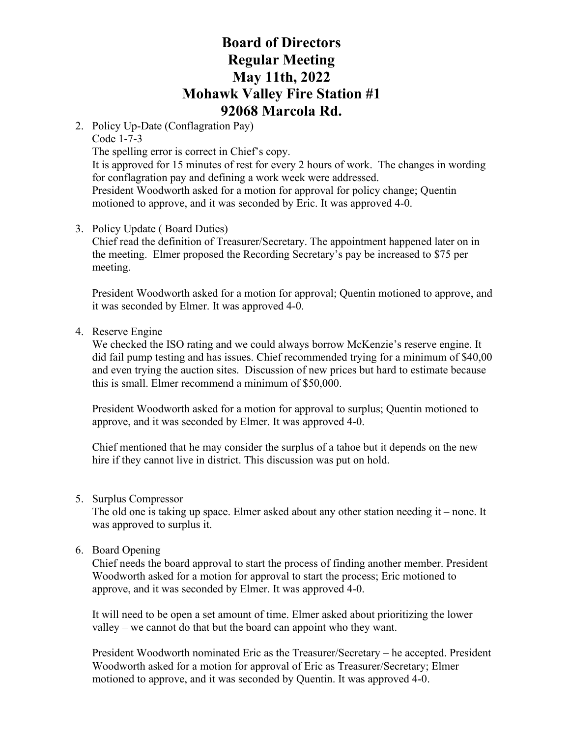# Board of Directors
# Regular Meeting
# May 11th, 2022
# Mohawk Valley Fire Station #1
# 92068 Marcola Rd.

2. Policy Up-Date (Conflagration Pay)
   Code 1-7-3
   The spelling error is correct in Chief's copy.
   It is approved for 15 minutes of rest for every 2 hours of work. The changes in wording for conflagration pay and defining a work week were addressed.
   President Woodworth asked for a motion for approval for policy change; Quentin motioned to approve, and it was seconded by Eric. It was approved 4-0.

3. Policy Update ( Board Duties)
   Chief read the definition of Treasurer/Secretary. The appointment happened later on in the meeting. Elmer proposed the Recording Secretary's pay be increased to $75 per meeting.

   President Woodworth asked for a motion for approval; Quentin motioned to approve, and it was seconded by Elmer. It was approved 4-0.

4. Reserve Engine
   We checked the ISO rating and we could always borrow McKenzie's reserve engine. It did fail pump testing and has issues. Chief recommended trying for a minimum of $40,00 and even trying the auction sites. Discussion of new prices but hard to estimate because this is small. Elmer recommend a minimum of $50,000.

   President Woodworth asked for a motion for approval to surplus; Quentin motioned to approve, and it was seconded by Elmer. It was approved 4-0.

   Chief mentioned that he may consider the surplus of a tahoe but it depends on the new hire if they cannot live in district. This discussion was put on hold.

5. Surplus Compressor
   The old one is taking up space. Elmer asked about any other station needing it – none. It was approved to surplus it.

6. Board Opening
   Chief needs the board approval to start the process of finding another member. President Woodworth asked for a motion for approval to start the process; Eric motioned to approve, and it was seconded by Elmer. It was approved 4-0.

   It will need to be open a set amount of time. Elmer asked about prioritizing the lower valley – we cannot do that but the board can appoint who they want.

   President Woodworth nominated Eric as the Treasurer/Secretary – he accepted. President Woodworth asked for a motion for approval of Eric as Treasurer/Secretary; Elmer motioned to approve, and it was seconded by Quentin. It was approved 4-0.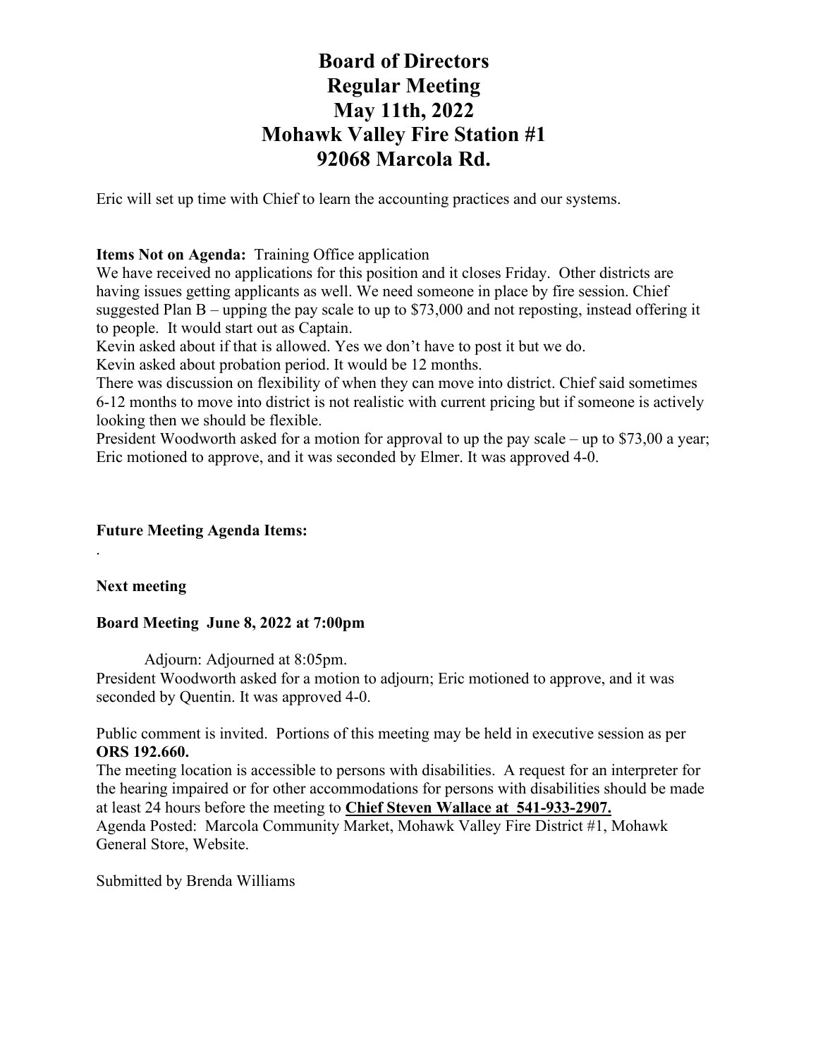# Board of Directors
# Regular Meeting
# May 11th, 2022
# Mohawk Valley Fire Station #1
# 92068 Marcola Rd.

Eric will set up time with Chief to learn the accounting practices and our systems.

**Items Not on Agenda:** Training Office application

We have received no applications for this position and it closes Friday. Other districts are having issues getting applicants as well. We need someone in place by fire session. Chief suggested Plan B – upping the pay scale to up to $73,000 and not reposting, instead offering it to people. It would start out as Captain.

Kevin asked about if that is allowed. Yes we don't have to post it but we do.

Kevin asked about probation period. It would be 12 months.

There was discussion on flexibility of when they can move into district. Chief said sometimes 6-12 months to move into district is not realistic with current pricing but if someone is actively looking then we should be flexible.

President Woodworth asked for a motion for approval to up the pay scale – up to $73,00 a year; Eric motioned to approve, and it was seconded by Elmer. It was approved 4-0.

**Future Meeting Agenda Items:**

.

**Next meeting**

**Board Meeting June 8, 2022 at 7:00pm**

Adjourn: Adjourned at 8:05pm.

President Woodworth asked for a motion to adjourn; Eric motioned to approve, and it was seconded by Quentin. It was approved 4-0.

Public comment is invited. Portions of this meeting may be held in executive session as per **ORS 192.660.**

The meeting location is accessible to persons with disabilities. A request for an interpreter for the hearing impaired or for other accommodations for persons with disabilities should be made at least 24 hours before the meeting to **Chief Steven Wallace at 541-933-2907.**

Agenda Posted: Marcola Community Market, Mohawk Valley Fire District #1, Mohawk General Store, Website.

Submitted by Brenda Williams